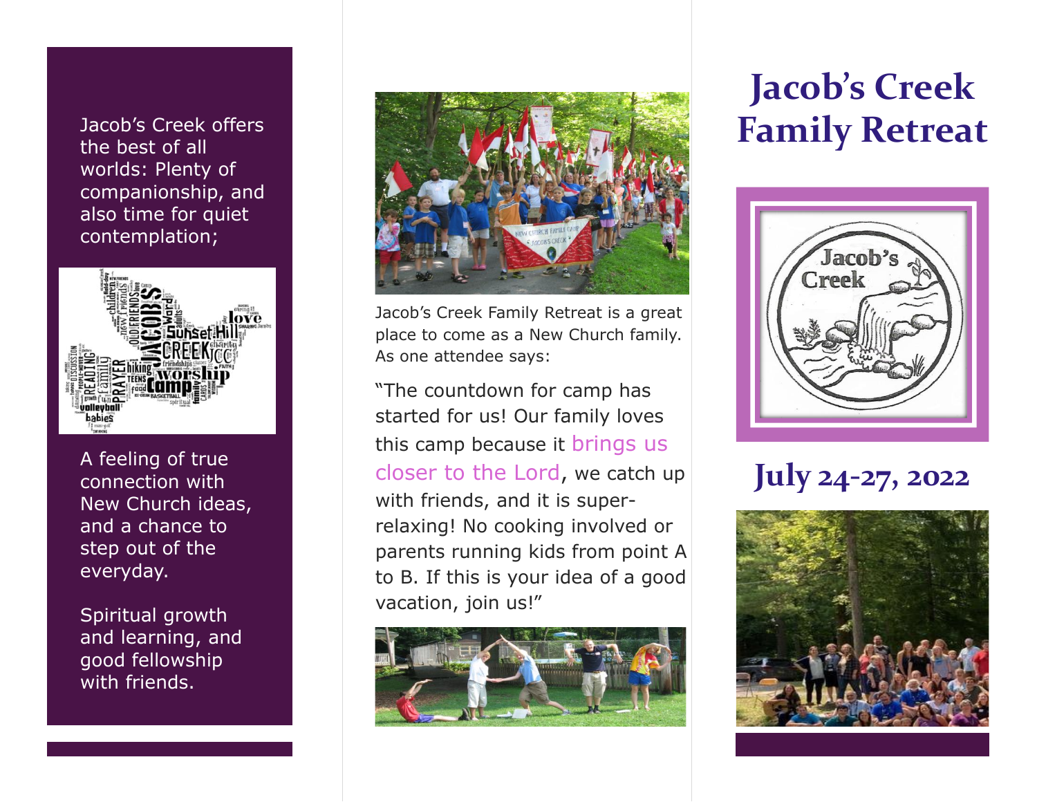Jacob's Creek offers the best of all worlds: Plenty of companionship, and also time for quiet contemplation;

A feeling of true connection with New Church ideas, and a chance to step out of the everyday.

Spiritual growth and learning, and good fellowship with friends.

Jacob's Creek Family Retreat is a great place to come as a New Church family. As one attendee says:

"The countdown for camp has started for us! Our family loves this camp because it brings us closer to the Lord, we catch up with friends, and it is super-relaxing! No cooking involved or parents running kids from point A to B. If this is your idea of a good vacation, join us!"

# Jacob's Creek Family Retreat

## July 24-27, 2022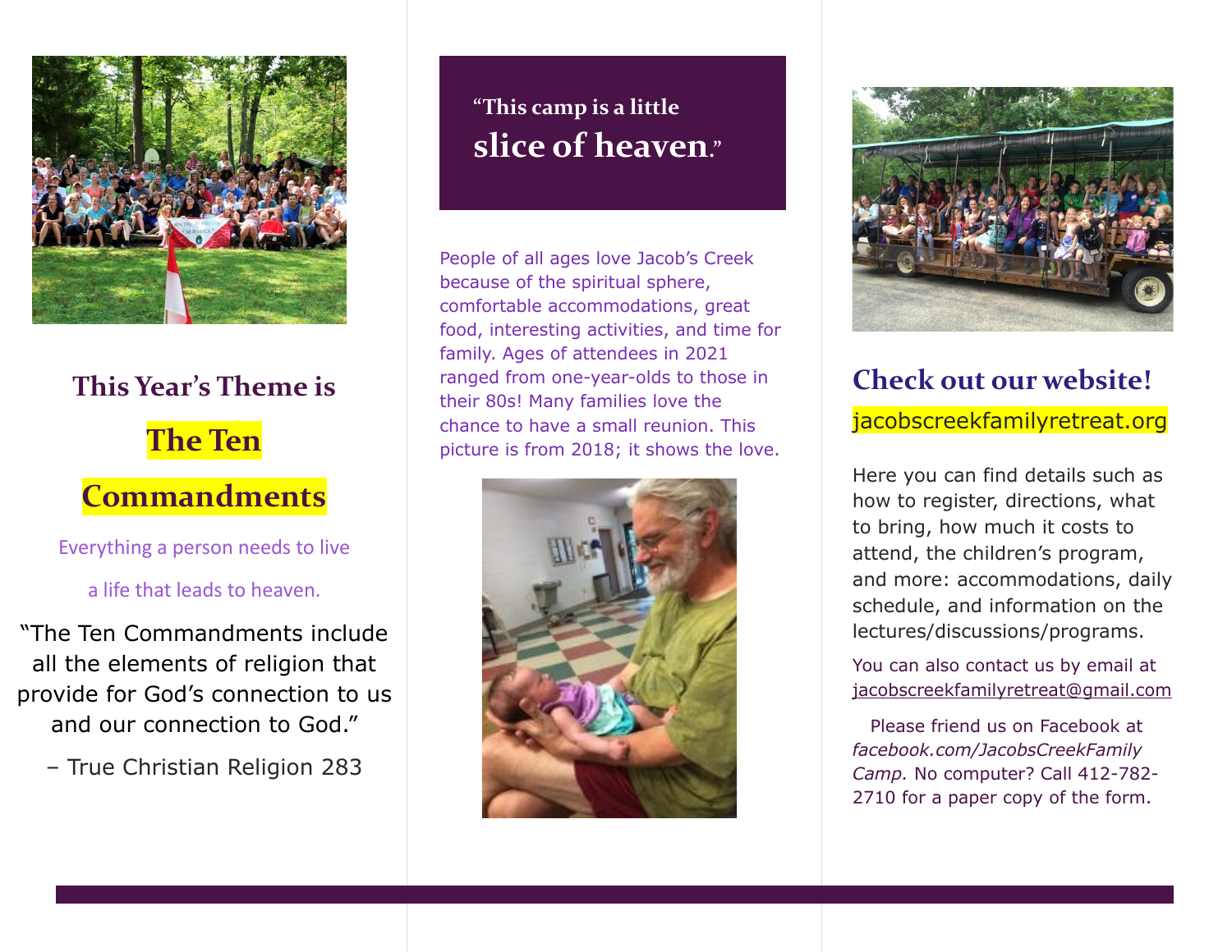## This Year's Theme is

## The Ten Commandments

Everything a person needs to live

a life that leads to heaven.

"The Ten Commandments include all the elements of religion that provide for God's connection to us and our connection to God."

– True Christian Religion 283

## "This camp is a little slice of heaven."

People of all ages love Jacob's Creek because of the spiritual sphere, comfortable accommodations, great food, interesting activities, and time for family. Ages of attendees in 2021 ranged from one-year-olds to those in their 80s! Many families love the chance to have a small reunion. This picture is from 2018; it shows the love.

## Check out our website!

jacobscreekfamilyretreat.org

Here you can find details such as how to register, directions, what to bring, how much it costs to attend, the children's program, and more: accommodations, daily schedule, and information on the lectures/discussions/programs.

You can also contact us by email at jacobscreekfamilyretreat@gmail.com

Please friend us on Facebook at *facebook.com/JacobsCreekFamily Camp.* No computer? Call 412-782-2710 for a paper copy of the form.